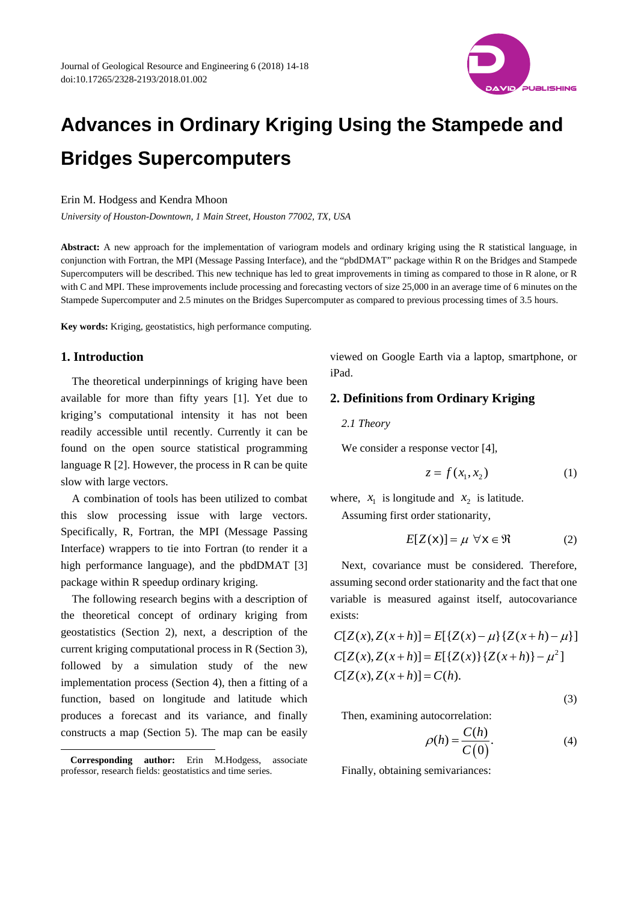# Advances in Ordinary Kriging Using the Stampede and Bridges Supercomputers

Erin M. Hodgess and Kendra Mhoon

*University of Houston-Downtown, 1 Main Street, Houston 77002, TX, USA*

**Abstract:** A new approach for the implementation of variogram models and ordinary kriging using the R statistical language, in conjunction with Fortran, the MPI (Message Passing Interface), and the "pbdDMAT" package within R on the Bridges and Stampede Supercomputers will be described. This new technique has led to great improvements in timing as compared to those in R alone, or R with C and MPI. These improvements include processing and forecasting vectors of size 25,000 in an average time of 6 minutes on the Stampede Supercomputer and 2.5 minutes on the Bridges Supercomputer as compared to previous processing times of 3.5 hours.

**Key words:** Kriging, geostatistics, high performance computing.

## 1. Introduction

The theoretical underpinnings of kriging have been available for more than fifty years [1]. Yet due to kriging's computational intensity it has not been readily accessible until recently. Currently it can be found on the open source statistical programming language R [2]. However, the process in R can be quite slow with large vectors.

A combination of tools has been utilized to combat this slow processing issue with large vectors. Specifically, R, Fortran, the MPI (Message Passing Interface) wrappers to tie into Fortran (to render it a high performance language), and the pbdDMAT [3] package within R speedup ordinary kriging.

The following research begins with a description of the theoretical concept of ordinary kriging from geostatistics (Section 2), next, a description of the current kriging computational process in R (Section 3), followed by a simulation study of the new implementation process (Section 4), then a fitting of a function, based on longitude and latitude which produces a forecast and its variance, and finally constructs a map (Section 5). The map can be easily viewed on Google Earth via a laptop, smartphone, or iPad.

**Corresponding author:** Erin M.Hodgess, associate professor, research fields: geostatistics and time series.

## 2. Definitions from Ordinary Kriging

### *2.1 Theory*

We consider a response vector [4],

$$z = f(x_1, x_2) \tag{1}$$

where, $x_1$ is longitude and $x_2$ is latitude.

Assuming first order stationarity,

$$E[Z(\mathrm{x})] = \mu \ \forall \mathrm{x} \in \Re \tag{2}$$

Next, covariance must be considered. Therefore, assuming second order stationarity and the fact that one variable is measured against itself, autocovariance exists:

$$\begin{aligned}
C[Z(x), Z(x+h)] &= E[\{Z(x)-\mu\}\{Z(x+h)-\mu\}] \\
C[Z(x), Z(x+h)] &= E[\{Z(x)\}\{Z(x+h)\}-\mu^2] \\
C[Z(x), Z(x+h)] &= C(h).
\end{aligned} \tag{3}$$

Then, examining autocorrelation:

$$\rho(h) = \frac{C(h)}{C(0)}. \tag{4}$$

Finally, obtaining semivariances: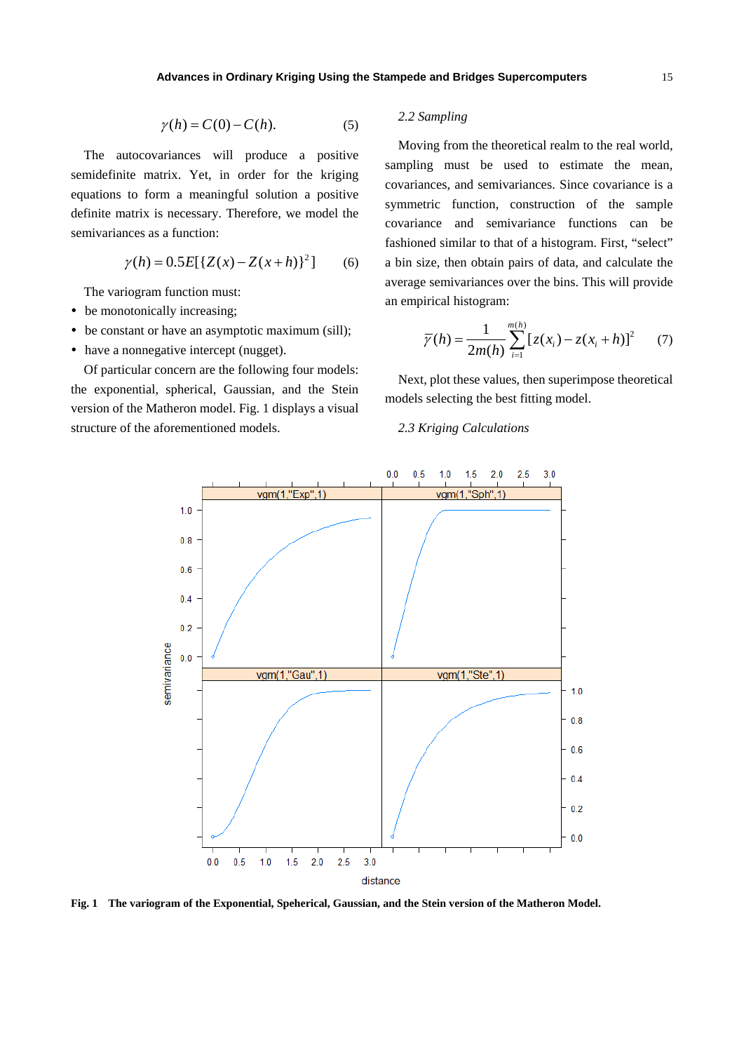$$\gamma(h) = C(0) - C(h). \quad (5)$$

The autocovariances will produce a positive semidefinite matrix. Yet, in order for the kriging equations to form a meaningful solution a positive definite matrix is necessary. Therefore, we model the semivariances as a function:

$$\gamma(h) = 0.5E[\{Z(x) - Z(x+h)\}^2] \quad (6)$$

The variogram function must:

- be monotonically increasing;
- be constant or have an asymptotic maximum (sill);
- have a nonnegative intercept (nugget).

Of particular concern are the following four models: the exponential, spherical, Gaussian, and the Stein version of the Matheron model. Fig. 1 displays a visual structure of the aforementioned models.

### 2.2 Sampling

Moving from the theoretical realm to the real world, sampling must be used to estimate the mean, covariances, and semivariances. Since covariance is a symmetric function, construction of the sample covariance and semivariance functions can be fashioned similar to that of a histogram. First, "select" a bin size, then obtain pairs of data, and calculate the average semivariances over the bins. This will provide an empirical histogram:

$$\bar{\gamma}(h) = \frac{1}{2m(h)} \sum_{i=1}^{m(h)} [z(x_i) - z(x_i + h)]^2 \quad (7)$$

Next, plot these values, then superimpose theoretical models selecting the best fitting model.

### 2.3 Kriging Calculations

**Fig. 1 The variogram of the Exponential, Speherical, Gaussian, and the Stein version of the Matheron Model.**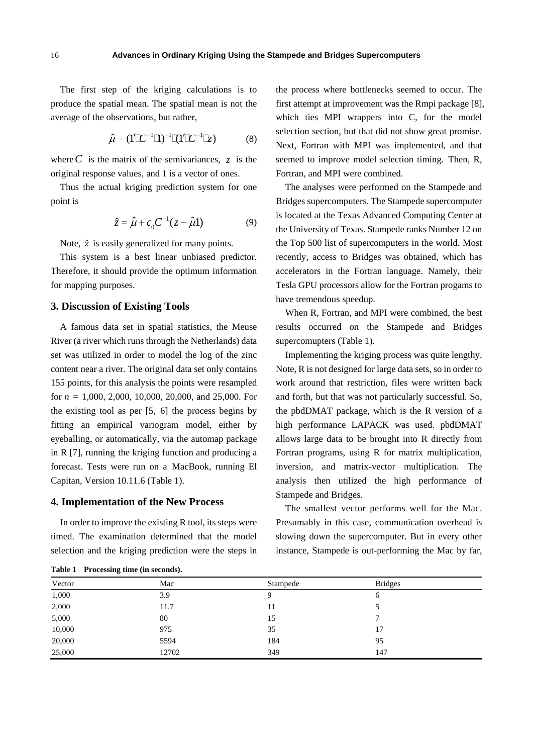The first step of the kriging calculations is to produce the spatial mean. The spatial mean is not the average of the observations, but rather,

$$\hat{\mu} = (1' C^{-1} 1)^{-1} (1' C^{-1} z) \tag{8}$$

where $C$ is the matrix of the semivariances, $z$ is the original response values, and 1 is a vector of ones.

Thus the actual kriging prediction system for one point is

$$\hat{z} = \hat{\mu} + c_0 C^{-1}(z - \hat{\mu}1) \tag{9}$$

Note, $\hat{z}$ is easily generalized for many points.

This system is a best linear unbiased predictor. Therefore, it should provide the optimum information for mapping purposes.

## 3. Discussion of Existing Tools

A famous data set in spatial statistics, the Meuse River (a river which runs through the Netherlands) data set was utilized in order to model the log of the zinc content near a river. The original data set only contains 155 points, for this analysis the points were resampled for $n$ = 1,000, 2,000, 10,000, 20,000, and 25,000. For the existing tool as per [5, 6] the process begins by fitting an empirical variogram model, either by eyeballing, or automatically, via the automap package in R [7], running the kriging function and producing a forecast. Tests were run on a MacBook, running El Capitan, Version 10.11.6 (Table 1).

## 4. Implementation of the New Process

In order to improve the existing R tool, its steps were timed. The examination determined that the model selection and the kriging prediction were the steps in the process where bottlenecks seemed to occur. The first attempt at improvement was the Rmpi package [8], which ties MPI wrappers into C, for the model selection section, but that did not show great promise. Next, Fortran with MPI was implemented, and that seemed to improve model selection timing. Then, R, Fortran, and MPI were combined.

The analyses were performed on the Stampede and Bridges supercomputers. The Stampede supercomputer is located at the Texas Advanced Computing Center at the University of Texas. Stampede ranks Number 12 on the Top 500 list of supercomputers in the world. Most recently, access to Bridges was obtained, which has accelerators in the Fortran language. Namely, their Tesla GPU processors allow for the Fortran progams to have tremendous speedup.

When R, Fortran, and MPI were combined, the best results occurred on the Stampede and Bridges supercomupters (Table 1).

Implementing the kriging process was quite lengthy. Note, R is not designed for large data sets, so in order to work around that restriction, files were written back and forth, but that was not particularly successful. So, the pbdDMAT package, which is the R version of a high performance LAPACK was used. pbdDMAT allows large data to be brought into R directly from Fortran programs, using R for matrix multiplication, inversion, and matrix-vector multiplication. The analysis then utilized the high performance of Stampede and Bridges.

The smallest vector performs well for the Mac. Presumably in this case, communication overhead is slowing down the supercomputer. But in every other instance, Stampede is out-performing the Mac by far,

**Table 1 Processing time (in seconds).**

| Vector | Mac | Stampede | Bridges |
|---|---|---|---|
| 1,000 | 3.9 | 9 | 6 |
| 2,000 | 11.7 | 11 | 5 |
| 5,000 | 80 | 15 | 7 |
| 10,000 | 975 | 35 | 17 |
| 20,000 | 5594 | 184 | 95 |
| 25,000 | 12702 | 349 | 147 |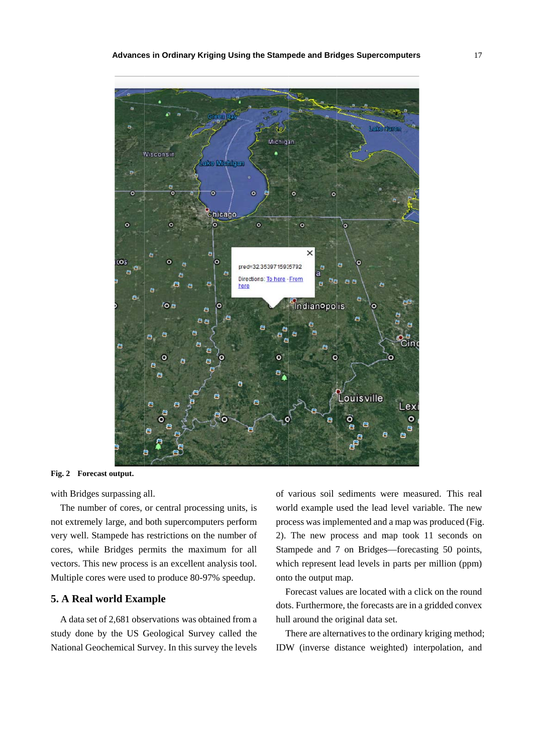Fig. 2 Forecast output.

with Bridges surpassing all.

The number of cores, or central processing units, is not extremely large, and both supercomputers perform very well. Stampede has restrictions on the number of cores, while Bridges permits the maximum for all vectors. This new process is an excellent analysis tool. Multiple cores were used to produce 80-97% speedup.

## 5. A Real world Example

A data set of 2,681 observations was obtained from a study done by the US Geological Survey called the National Geochemical Survey. In this survey the levels of various soil sediments were measured. This real world example used the lead level variable. The new process was implemented and a map was produced (Fig. 2). The new process and map took 11 seconds on Stampede and 7 on Bridges—forecasting 50 points, which represent lead levels in parts per million (ppm) onto the output map.

Forecast values are located with a click on the round dots. Furthermore, the forecasts are in a gridded convex hull around the original data set.

There are alternatives to the ordinary kriging method; IDW (inverse distance weighted) interpolation, and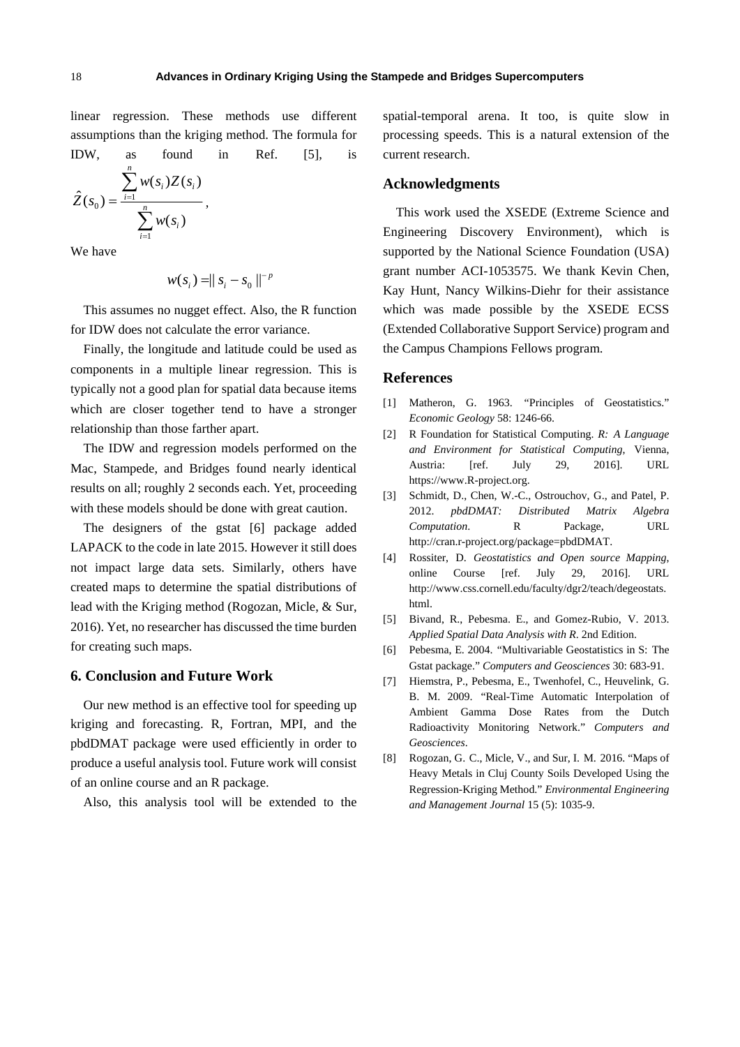linear regression. These methods use different assumptions than the kriging method. The formula for IDW, as found in Ref. [5], is

$$\hat{Z}(s_0) = \frac{\sum_{i=1}^{n} w(s_i) Z(s_i)}{\sum_{i=1}^{n} w(s_i)},$$

We have

$$w(s_i) = \| s_i - s_0 \|^{-p}$$

This assumes no nugget effect. Also, the R function for IDW does not calculate the error variance.

Finally, the longitude and latitude could be used as components in a multiple linear regression. This is typically not a good plan for spatial data because items which are closer together tend to have a stronger relationship than those farther apart.

The IDW and regression models performed on the Mac, Stampede, and Bridges found nearly identical results on all; roughly 2 seconds each. Yet, proceeding with these models should be done with great caution.

The designers of the gstat [6] package added LAPACK to the code in late 2015. However it still does not impact large data sets. Similarly, others have created maps to determine the spatial distributions of lead with the Kriging method (Rogozan, Micle, & Sur, 2016). Yet, no researcher has discussed the time burden for creating such maps.

## 6. Conclusion and Future Work

Our new method is an effective tool for speeding up kriging and forecasting. R, Fortran, MPI, and the pbdDMAT package were used efficiently in order to produce a useful analysis tool. Future work will consist of an online course and an R package.

Also, this analysis tool will be extended to the spatial-temporal arena. It too, is quite slow in processing speeds. This is a natural extension of the current research.

## Acknowledgments

This work used the XSEDE (Extreme Science and Engineering Discovery Environment), which is supported by the National Science Foundation (USA) grant number ACI-1053575. We thank Kevin Chen, Kay Hunt, Nancy Wilkins-Diehr for their assistance which was made possible by the XSEDE ECSS (Extended Collaborative Support Service) program and the Campus Champions Fellows program.

## References

[1] Matheron, G. 1963. "Principles of Geostatistics." *Economic Geology* 58: 1246-66.

[2] R Foundation for Statistical Computing. *R: A Language and Environment for Statistical Computing*, Vienna, Austria: [ref. July 29, 2016]. URL https://www.R-project.org.

[3] Schmidt, D., Chen, W.-C., Ostrouchov, G., and Patel, P. 2012. *pbdDMAT: Distributed Matrix Algebra Computation*. R Package, URL http://cran.r-project.org/package=pbdDMAT.

[4] Rossiter, D. *Geostatistics and Open source Mapping*, online Course [ref. July 29, 2016]. URL http://www.css.cornell.edu/faculty/dgr2/teach/degeostats.html.

[5] Bivand, R., Pebesma. E., and Gomez-Rubio, V. 2013. *Applied Spatial Data Analysis with R*. 2nd Edition.

[6] Pebesma, E. 2004. "Multivariable Geostatistics in S: The Gstat package." *Computers and Geosciences* 30: 683-91.

[7] Hiemstra, P., Pebesma, E., Twenhofel, C., Heuvelink, G. B. M. 2009. "Real-Time Automatic Interpolation of Ambient Gamma Dose Rates from the Dutch Radioactivity Monitoring Network." *Computers and Geosciences*.

[8] Rogozan, G. C., Micle, V., and Sur, I. M. 2016. "Maps of Heavy Metals in Cluj County Soils Developed Using the Regression-Kriging Method." *Environmental Engineering and Management Journal* 15 (5): 1035-9.